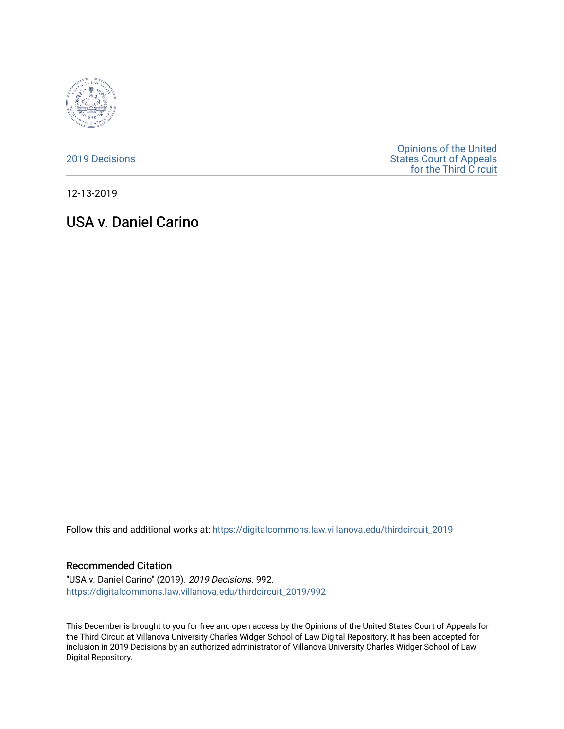2019 Decisions

Opinions of the United States Court of Appeals for the Third Circuit

12-13-2019

# USA v. Daniel Carino

Follow this and additional works at: https://digitalcommons.law.villanova.edu/thirdcircuit_2019

## Recommended Citation

"USA v. Daniel Carino" (2019). *2019 Decisions*. 992.
https://digitalcommons.law.villanova.edu/thirdcircuit_2019/992

This December is brought to you for free and open access by the Opinions of the United States Court of Appeals for the Third Circuit at Villanova University Charles Widger School of Law Digital Repository. It has been accepted for inclusion in 2019 Decisions by an authorized administrator of Villanova University Charles Widger School of Law Digital Repository.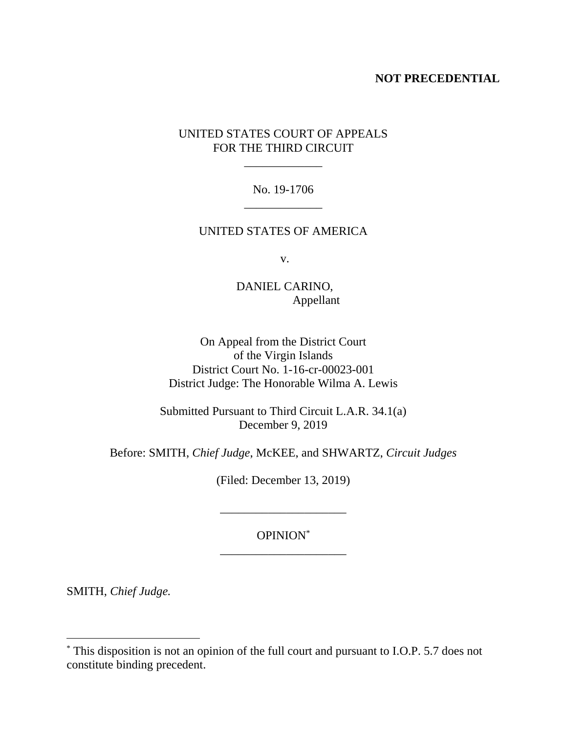**NOT PRECEDENTIAL**

UNITED STATES COURT OF APPEALS
FOR THE THIRD CIRCUIT

\_\_\_\_\_\_\_\_\_\_\_\_\_

No. 19-1706

\_\_\_\_\_\_\_\_\_\_\_\_\_

UNITED STATES OF AMERICA

v.

DANIEL CARINO,
Appellant

On Appeal from the District Court
of the Virgin Islands
District Court No. 1-16-cr-00023-001
District Judge: The Honorable Wilma A. Lewis

Submitted Pursuant to Third Circuit L.A.R. 34.1(a)
December 9, 2019

Before: SMITH, *Chief Judge*, McKEE, and SHWARTZ, *Circuit Judges*

(Filed: December 13, 2019)

\_\_\_\_\_\_\_\_\_\_\_\_\_\_\_\_\_\_\_\_\_

OPINION[*]

\_\_\_\_\_\_\_\_\_\_\_\_\_\_\_\_\_\_\_\_\_

SMITH, *Chief Judge.*

---

[*] This disposition is not an opinion of the full court and pursuant to I.O.P. 5.7 does not constitute binding precedent.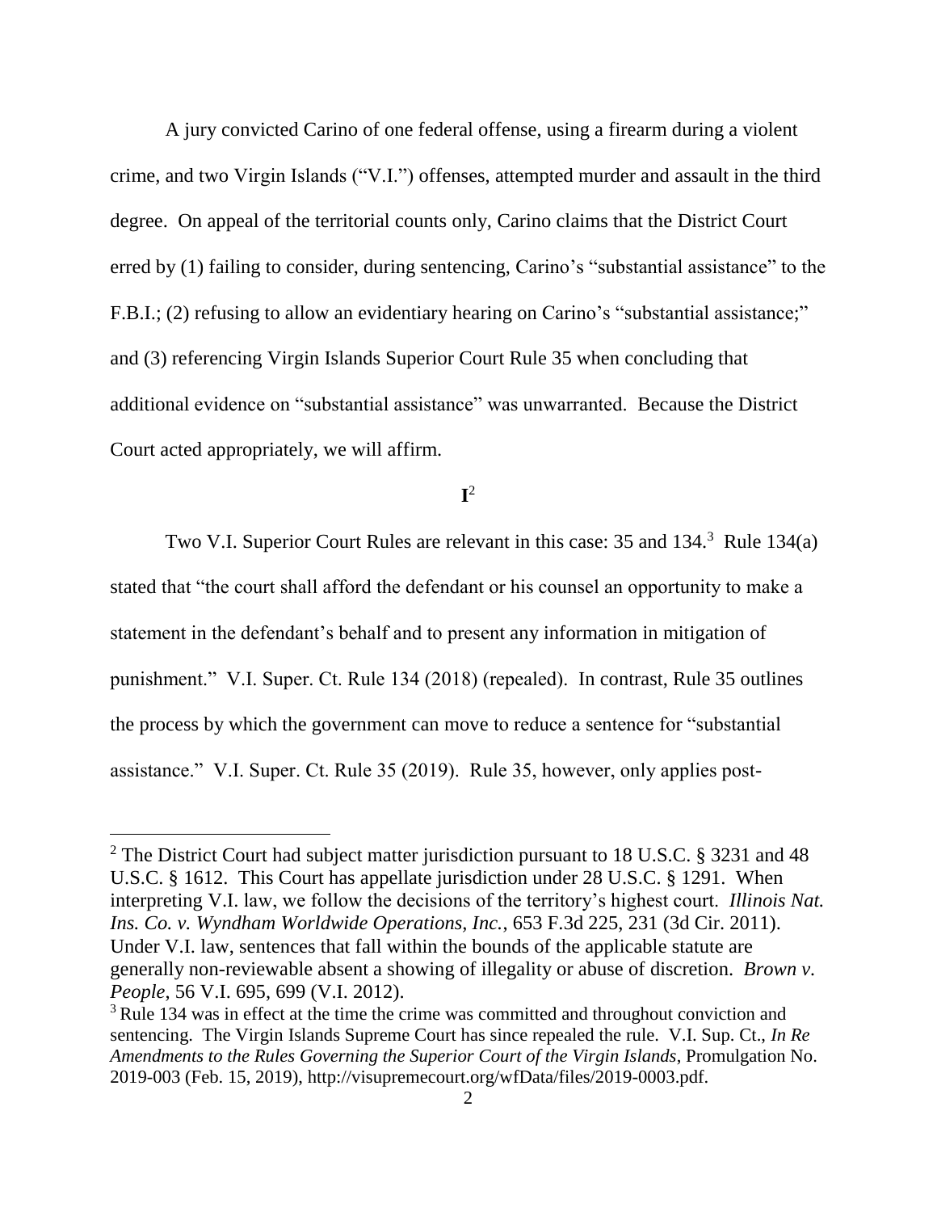A jury convicted Carino of one federal offense, using a firearm during a violent crime, and two Virgin Islands ("V.I.") offenses, attempted murder and assault in the third degree. On appeal of the territorial counts only, Carino claims that the District Court erred by (1) failing to consider, during sentencing, Carino's "substantial assistance" to the F.B.I.; (2) refusing to allow an evidentiary hearing on Carino's "substantial assistance;" and (3) referencing Virgin Islands Superior Court Rule 35 when concluding that additional evidence on "substantial assistance" was unwarranted. Because the District Court acted appropriately, we will affirm.

## I[2]

Two V.I. Superior Court Rules are relevant in this case: 35 and 134.[3] Rule 134(a) stated that "the court shall afford the defendant or his counsel an opportunity to make a statement in the defendant's behalf and to present any information in mitigation of punishment." V.I. Super. Ct. Rule 134 (2018) (repealed). In contrast, Rule 35 outlines the process by which the government can move to reduce a sentence for "substantial assistance." V.I. Super. Ct. Rule 35 (2019). Rule 35, however, only applies post-

---

[2] The District Court had subject matter jurisdiction pursuant to 18 U.S.C. § 3231 and 48 U.S.C. § 1612. This Court has appellate jurisdiction under 28 U.S.C. § 1291. When interpreting V.I. law, we follow the decisions of the territory's highest court. *Illinois Nat. Ins. Co. v. Wyndham Worldwide Operations, Inc.*, 653 F.3d 225, 231 (3d Cir. 2011). Under V.I. law, sentences that fall within the bounds of the applicable statute are generally non-reviewable absent a showing of illegality or abuse of discretion. *Brown v. People*, 56 V.I. 695, 699 (V.I. 2012).

[3] Rule 134 was in effect at the time the crime was committed and throughout conviction and sentencing. The Virgin Islands Supreme Court has since repealed the rule. V.I. Sup. Ct., *In Re Amendments to the Rules Governing the Superior Court of the Virgin Islands*, Promulgation No. 2019-003 (Feb. 15, 2019), http://visupremecourt.org/wfData/files/2019-0003.pdf.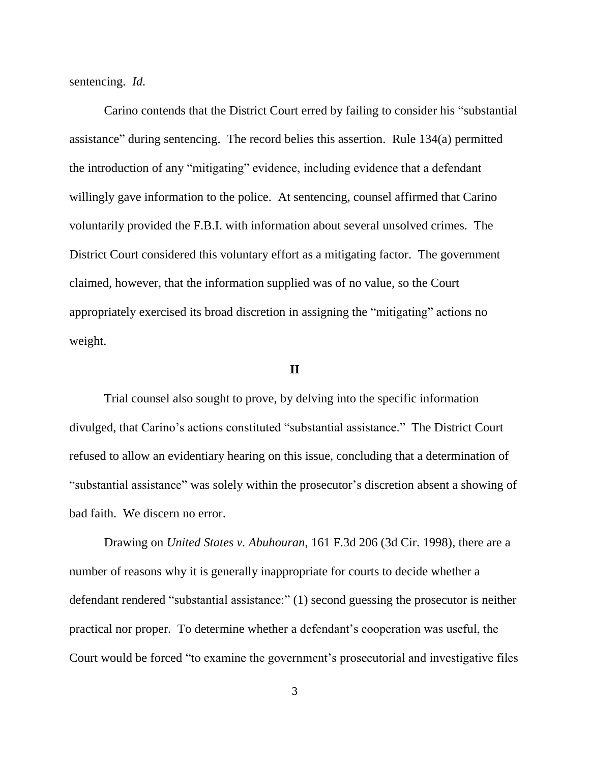sentencing. *Id.*

Carino contends that the District Court erred by failing to consider his "substantial assistance" during sentencing. The record belies this assertion. Rule 134(a) permitted the introduction of any "mitigating" evidence, including evidence that a defendant willingly gave information to the police. At sentencing, counsel affirmed that Carino voluntarily provided the F.B.I. with information about several unsolved crimes. The District Court considered this voluntary effort as a mitigating factor. The government claimed, however, that the information supplied was of no value, so the Court appropriately exercised its broad discretion in assigning the "mitigating" actions no weight.

## II

Trial counsel also sought to prove, by delving into the specific information divulged, that Carino's actions constituted "substantial assistance." The District Court refused to allow an evidentiary hearing on this issue, concluding that a determination of "substantial assistance" was solely within the prosecutor's discretion absent a showing of bad faith. We discern no error.

Drawing on *United States v. Abuhouran*, 161 F.3d 206 (3d Cir. 1998), there are a number of reasons why it is generally inappropriate for courts to decide whether a defendant rendered "substantial assistance:" (1) second guessing the prosecutor is neither practical nor proper. To determine whether a defendant's cooperation was useful, the Court would be forced "to examine the government's prosecutorial and investigative files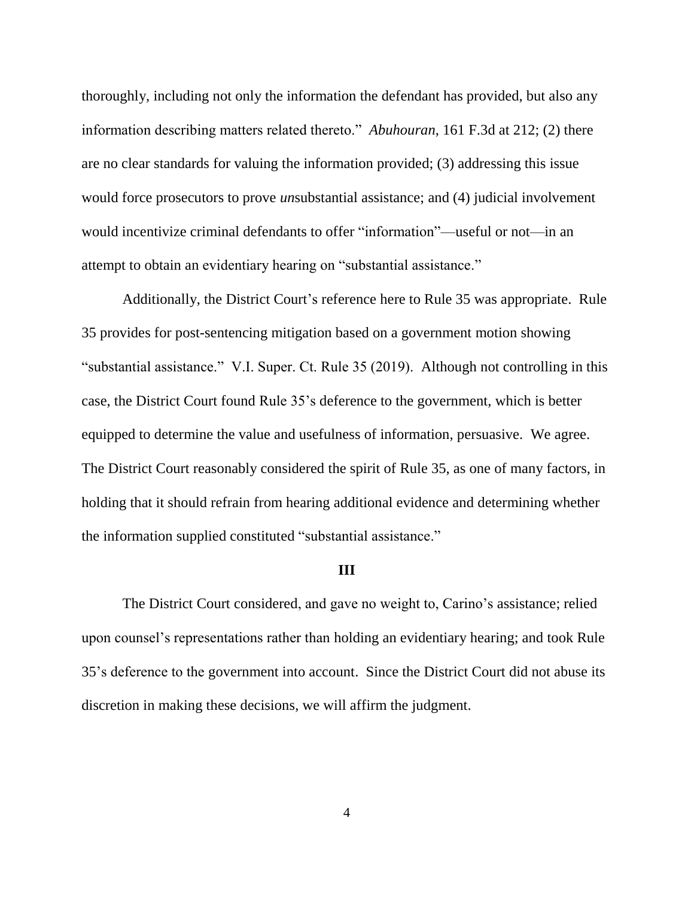thoroughly, including not only the information the defendant has provided, but also any information describing matters related thereto." *Abuhouran*, 161 F.3d at 212; (2) there are no clear standards for valuing the information provided; (3) addressing this issue would force prosecutors to prove *un*substantial assistance; and (4) judicial involvement would incentivize criminal defendants to offer "information"—useful or not—in an attempt to obtain an evidentiary hearing on "substantial assistance."

Additionally, the District Court's reference here to Rule 35 was appropriate. Rule 35 provides for post-sentencing mitigation based on a government motion showing "substantial assistance." V.I. Super. Ct. Rule 35 (2019). Although not controlling in this case, the District Court found Rule 35's deference to the government, which is better equipped to determine the value and usefulness of information, persuasive. We agree. The District Court reasonably considered the spirit of Rule 35, as one of many factors, in holding that it should refrain from hearing additional evidence and determining whether the information supplied constituted "substantial assistance."

## III

The District Court considered, and gave no weight to, Carino's assistance; relied upon counsel's representations rather than holding an evidentiary hearing; and took Rule 35's deference to the government into account. Since the District Court did not abuse its discretion in making these decisions, we will affirm the judgment.